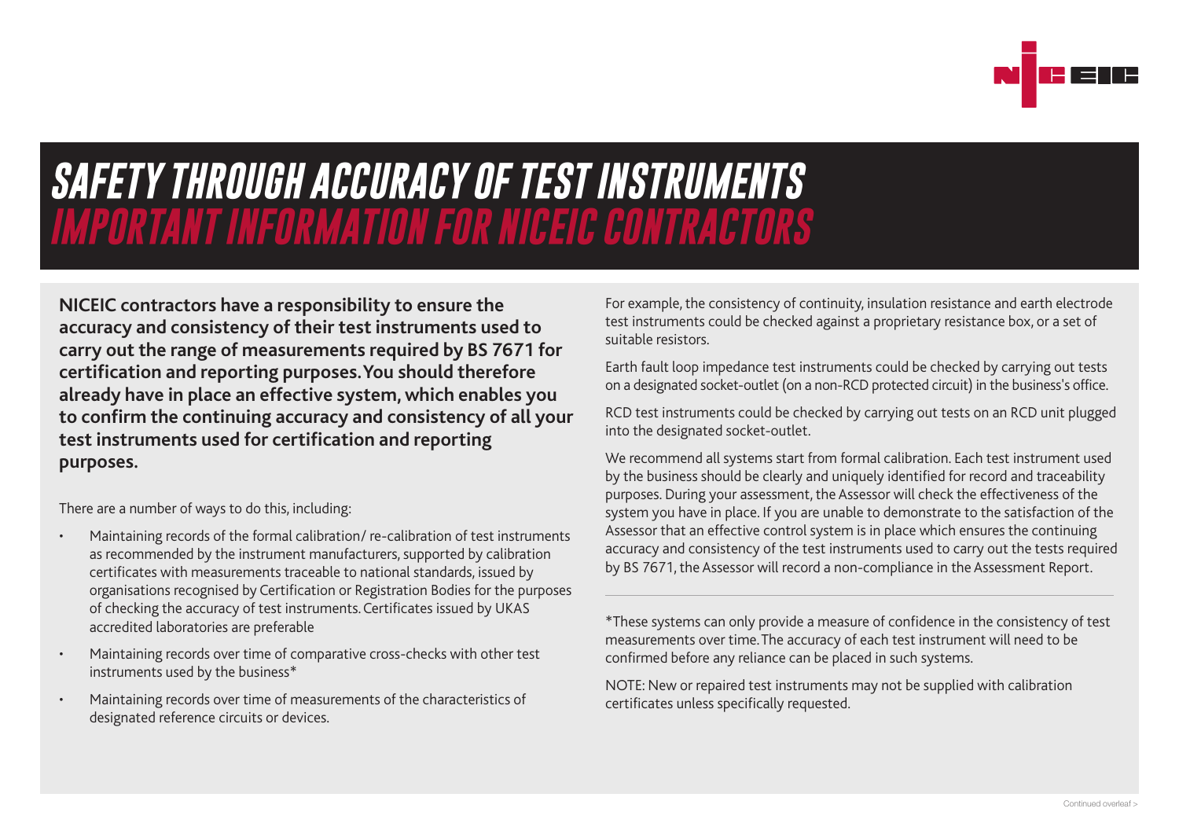# SAFETY THROUGH ACCURACY OF TEST INSTRUMENTS
## IMPORTANT INFORMATION FOR NICEIC CONTRACTORS

**NICEIC contractors have a responsibility to ensure the accuracy and consistency of their test instruments used to carry out the range of measurements required by BS 7671 for certification and reporting purposes. You should therefore already have in place an effective system, which enables you to confirm the continuing accuracy and consistency of all your test instruments used for certification and reporting purposes.**

There are a number of ways to do this, including:

- Maintaining records of the formal calibration/ re-calibration of test instruments as recommended by the instrument manufacturers, supported by calibration certificates with measurements traceable to national standards, issued by organisations recognised by Certification or Registration Bodies for the purposes of checking the accuracy of test instruments. Certificates issued by UKAS accredited laboratories are preferable
- Maintaining records over time of comparative cross-checks with other test instruments used by the business*
- Maintaining records over time of measurements of the characteristics of designated reference circuits or devices.

For example, the consistency of continuity, insulation resistance and earth electrode test instruments could be checked against a proprietary resistance box, or a set of suitable resistors.

Earth fault loop impedance test instruments could be checked by carrying out tests on a designated socket-outlet (on a non-RCD protected circuit) in the business's office.

RCD test instruments could be checked by carrying out tests on an RCD unit plugged into the designated socket-outlet.

We recommend all systems start from formal calibration. Each test instrument used by the business should be clearly and uniquely identified for record and traceability purposes. During your assessment, the Assessor will check the effectiveness of the system you have in place. If you are unable to demonstrate to the satisfaction of the Assessor that an effective control system is in place which ensures the continuing accuracy and consistency of the test instruments used to carry out the tests required by BS 7671, the Assessor will record a non-compliance in the Assessment Report.

---

*These systems can only provide a measure of confidence in the consistency of test measurements over time. The accuracy of each test instrument will need to be confirmed before any reliance can be placed in such systems.

NOTE: New or repaired test instruments may not be supplied with calibration certificates unless specifically requested.

Continued overleaf >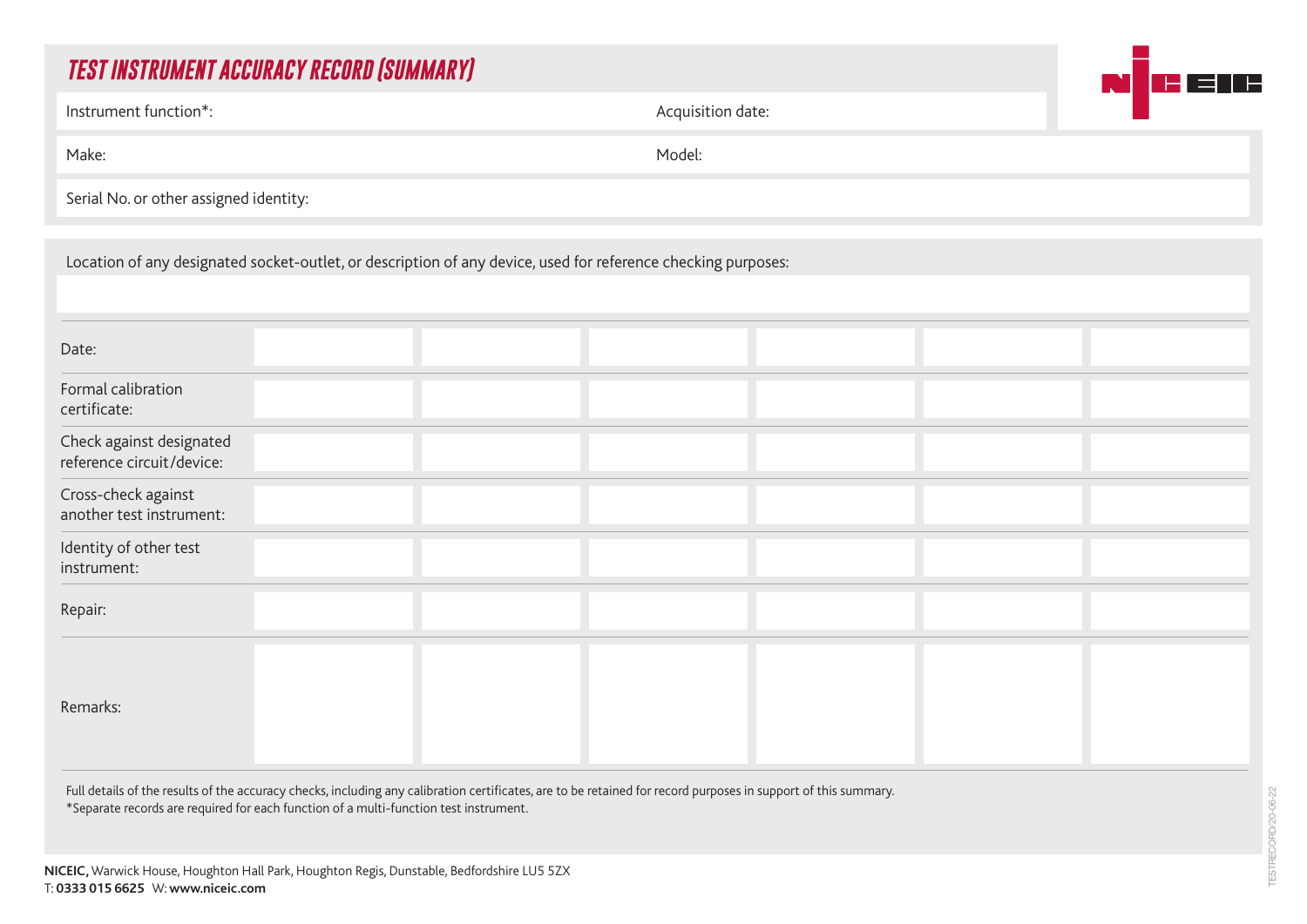# TEST INSTRUMENT ACCURACY RECORD (SUMMARY)

Instrument function*:

Acquisition date:

Make:

Model:

Serial No. or other assigned identity:

Location of any designated socket-outlet, or description of any device, used for reference checking purposes:

| | | | | | | |
|---|---|---|---|---|---|---|
| Date: | | | | | | |
| Formal calibration certificate: | | | | | | |
| Check against designated reference circuit/device: | | | | | | |
| Cross-check against another test instrument: | | | | | | |
| Identity of other test instrument: | | | | | | |
| Repair: | | | | | | |
| Remarks: | | | | | | |

Full details of the results of the accuracy checks, including any calibration certificates, are to be retained for record purposes in support of this summary.

*Separate records are required for each function of a multi-function test instrument.

**NICEIC,** Warwick House, Houghton Hall Park, Houghton Regis, Dunstable, Bedfordshire LU5 5ZX
T: **0333 015 6625** W: **www.niceic.com**

TESTRECORD/20-06-22